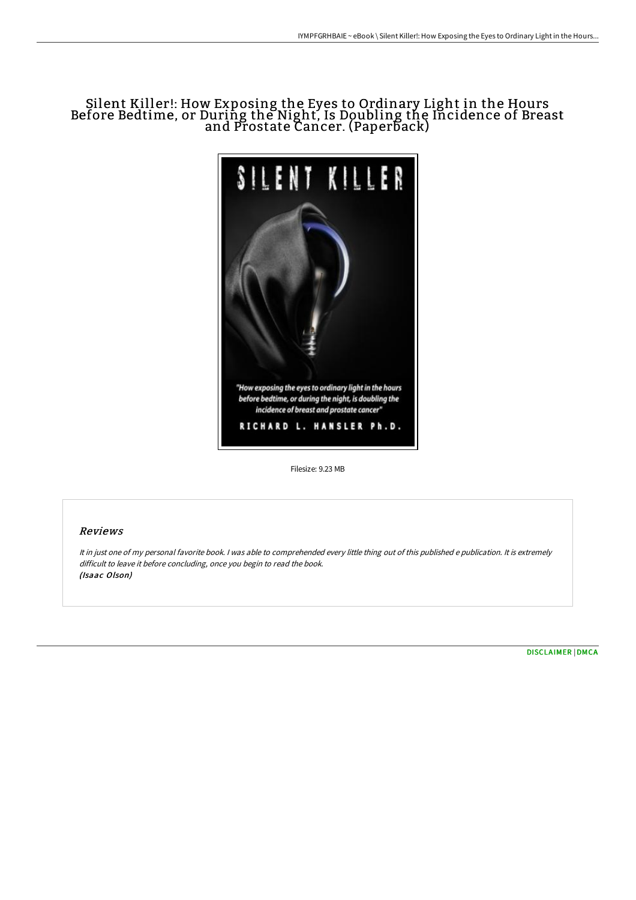# Silent Killer!: How Exposing the Eyes to Ordinary Light in the Hours Before Bedtime, or During the Night, Is Doubling the Incidence of Breast and Prostate Cancer. (Paperback)

Filesize: 9.23 MB

## Reviews

*It in just one of my personal favorite book. I was able to comprehended every little thing out of this published e publication. It is extremely difficult to leave it before concluding, once you begin to read the book.*
*(Isaac Olson)*

[DISCLAIMER](#) | [DMCA](#)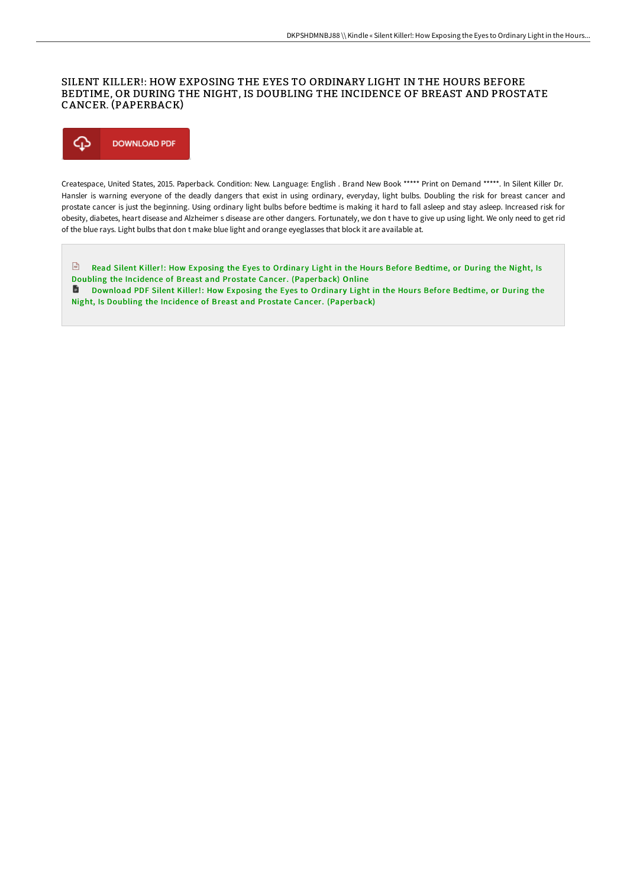# SILENT KILLER!: HOW EXPOSING THE EYES TO ORDINARY LIGHT IN THE HOURS BEFORE BEDTIME, OR DURING THE NIGHT, IS DOUBLING THE INCIDENCE OF BREAST AND PROSTATE CANCER. (PAPERBACK)

DOWNLOAD PDF

Createspace, United States, 2015. Paperback. Condition: New. Language: English . Brand New Book ***** Print on Demand *****. In Silent Killer Dr. Hansler is warning everyone of the deadly dangers that exist in using ordinary, everyday, light bulbs. Doubling the risk for breast cancer and prostate cancer is just the beginning. Using ordinary light bulbs before bedtime is making it hard to fall asleep and stay asleep. Increased risk for obesity, diabetes, heart disease and Alzheimer s disease are other dangers. Fortunately, we don t have to give up using light. We only need to get rid of the blue rays. Light bulbs that don t make blue light and orange eyeglasses that block it are available at.

Read Silent Killer!: How Exposing the Eyes to Ordinary Light in the Hours Before Bedtime, or During the Night, Is Doubling the Incidence of Breast and Prostate Cancer. (Paperback) Online

Download PDF Silent Killer!: How Exposing the Eyes to Ordinary Light in the Hours Before Bedtime, or During the Night, Is Doubling the Incidence of Breast and Prostate Cancer. (Paperback)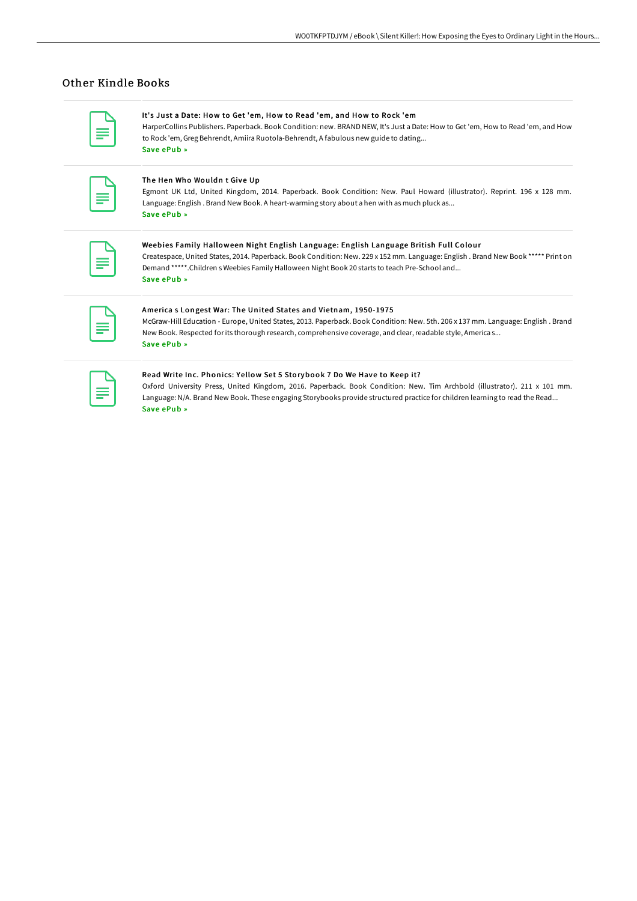## Other Kindle Books

### It's Just a Date: How to Get 'em, How to Read 'em, and How to Rock 'em

HarperCollins Publishers. Paperback. Book Condition: new. BRAND NEW, It's Just a Date: How to Get 'em, How to Read 'em, and How to Rock 'em, Greg Behrendt, Amiira Ruotola-Behrendt, A fabulous new guide to dating...

Save ePub »

### The Hen Who Wouldn t Give Up

Egmont UK Ltd, United Kingdom, 2014. Paperback. Book Condition: New. Paul Howard (illustrator). Reprint. 196 x 128 mm. Language: English . Brand New Book. A heart-warming story about a hen with as much pluck as...

Save ePub »

### Weebies Family Halloween Night English Language: English Language British Full Colour

Createspace, United States, 2014. Paperback. Book Condition: New. 229 x 152 mm. Language: English . Brand New Book ***** Print on Demand *****.Children s Weebies Family Halloween Night Book 20 starts to teach Pre-School and...

Save ePub »

### America s Longest War: The United States and Vietnam, 1950-1975

McGraw-Hill Education - Europe, United States, 2013. Paperback. Book Condition: New. 5th. 206 x 137 mm. Language: English . Brand New Book. Respected for its thorough research, comprehensive coverage, and clear, readable style, America s...

Save ePub »

### Read Write Inc. Phonics: Yellow Set 5 Storybook 7 Do We Have to Keep it?

Oxford University Press, United Kingdom, 2016. Paperback. Book Condition: New. Tim Archbold (illustrator). 211 x 101 mm. Language: N/A. Brand New Book. These engaging Storybooks provide structured practice for children learning to read the Read...

Save ePub »